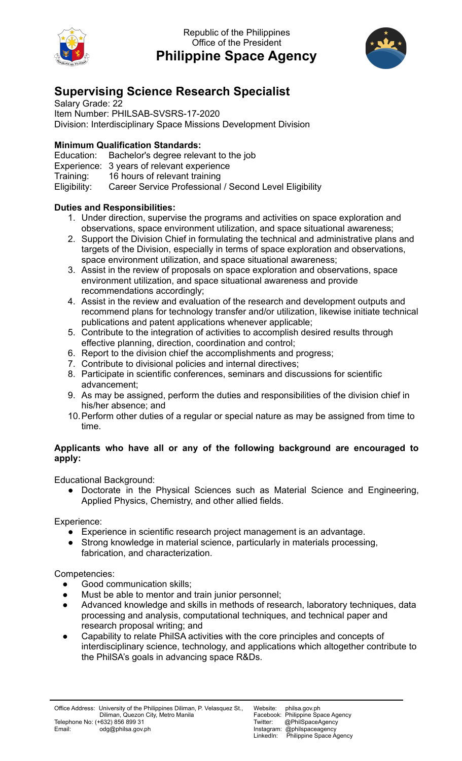Republic of the Philippines
Office of the President

# Philippine Space Agency

## Supervising Science Research Specialist

Salary Grade: 22
Item Number: PHILSAB-SVSRS-17-2020
Division: Interdisciplinary Space Missions Development Division

**Minimum Qualification Standards:**

Education: Bachelor's degree relevant to the job
Experience: 3 years of relevant experience
Training: 16 hours of relevant training
Eligibility: Career Service Professional / Second Level Eligibility

**Duties and Responsibilities:**

1. Under direction, supervise the programs and activities on space exploration and observations, space environment utilization, and space situational awareness;
2. Support the Division Chief in formulating the technical and administrative plans and targets of the Division, especially in terms of space exploration and observations, space environment utilization, and space situational awareness;
3. Assist in the review of proposals on space exploration and observations, space environment utilization, and space situational awareness and provide recommendations accordingly;
4. Assist in the review and evaluation of the research and development outputs and recommend plans for technology transfer and/or utilization, likewise initiate technical publications and patent applications whenever applicable;
5. Contribute to the integration of activities to accomplish desired results through effective planning, direction, coordination and control;
6. Report to the division chief the accomplishments and progress;
7. Contribute to divisional policies and internal directives;
8. Participate in scientific conferences, seminars and discussions for scientific advancement;
9. As may be assigned, perform the duties and responsibilities of the division chief in his/her absence; and
10. Perform other duties of a regular or special nature as may be assigned from time to time.

**Applicants who have all or any of the following background are encouraged to apply:**

Educational Background:

- Doctorate in the Physical Sciences such as Material Science and Engineering, Applied Physics, Chemistry, and other allied fields.

Experience:

- Experience in scientific research project management is an advantage.
- Strong knowledge in material science, particularly in materials processing, fabrication, and characterization.

Competencies:

- Good communication skills;
- Must be able to mentor and train junior personnel;
- Advanced knowledge and skills in methods of research, laboratory techniques, data processing and analysis, computational techniques, and technical paper and research proposal writing; and
- Capability to relate PhilSA activities with the core principles and concepts of interdisciplinary science, technology, and applications which altogether contribute to the PhilSA's goals in advancing space R&Ds.

Office Address: University of the Philippines Diliman, P. Velasquez St., Diliman, Quezon City, Metro Manila
Telephone No: (+632) 856 899 31
Email: odg@philsa.gov.ph

Website: philsa.gov.ph
Facebook: Philippine Space Agency
Twitter: @PhilSpaceAgency
Instagram: @philspaceagency
LinkedIn: Philippine Space Agency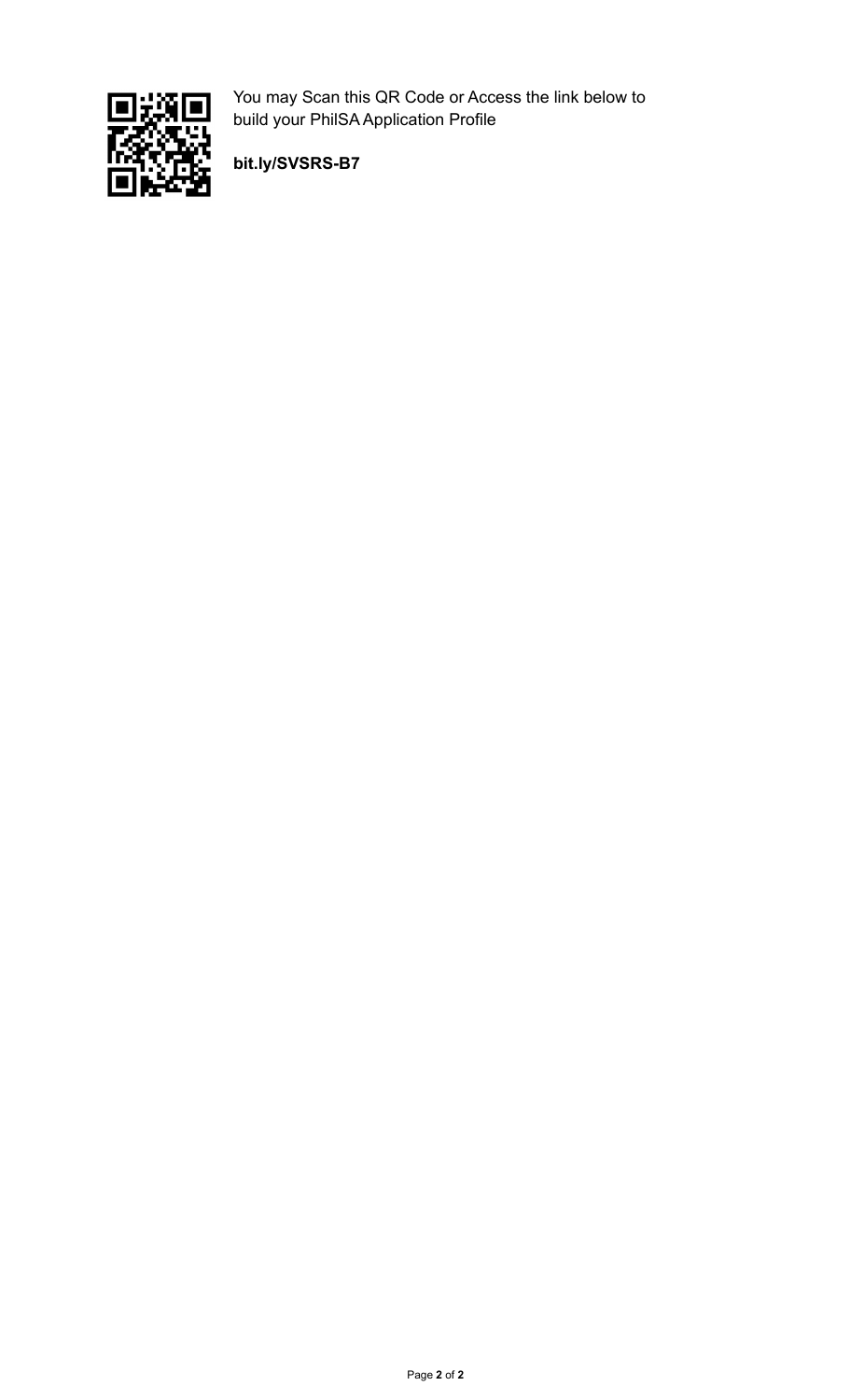You may Scan this QR Code or Access the link below to build your PhilSA Application Profile

**bit.ly/SVSRS-B7**